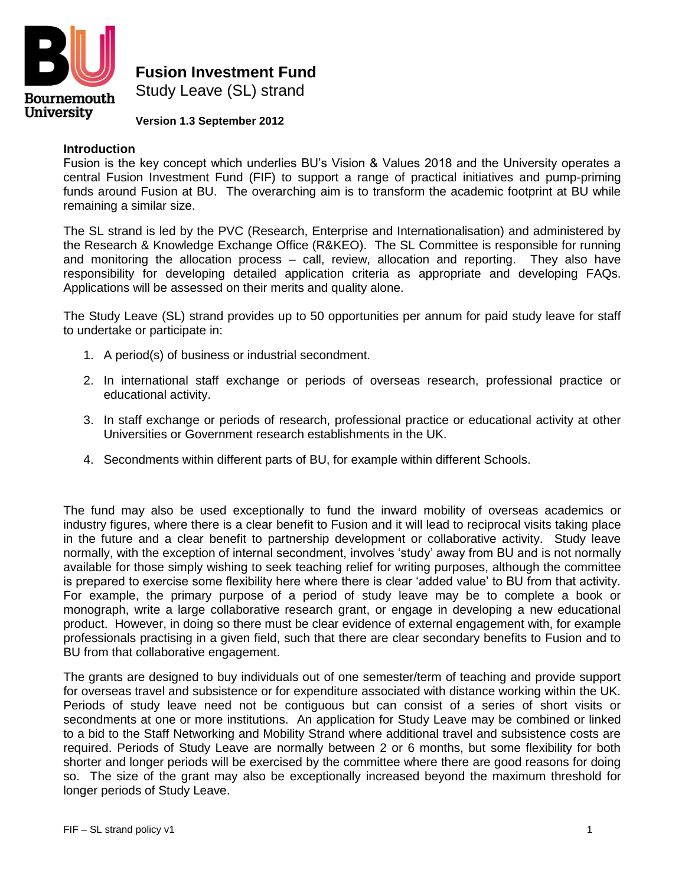# Fusion Investment Fund

Study Leave (SL) strand

**Version 1.3 September 2012**

## Introduction

Fusion is the key concept which underlies BU's Vision & Values 2018 and the University operates a central Fusion Investment Fund (FIF) to support a range of practical initiatives and pump-priming funds around Fusion at BU. The overarching aim is to transform the academic footprint at BU while remaining a similar size.

The SL strand is led by the PVC (Research, Enterprise and Internationalisation) and administered by the Research & Knowledge Exchange Office (R&KEO). The SL Committee is responsible for running and monitoring the allocation process – call, review, allocation and reporting. They also have responsibility for developing detailed application criteria as appropriate and developing FAQs. Applications will be assessed on their merits and quality alone.

The Study Leave (SL) strand provides up to 50 opportunities per annum for paid study leave for staff to undertake or participate in:

1. A period(s) of business or industrial secondment.
2. In international staff exchange or periods of overseas research, professional practice or educational activity.
3. In staff exchange or periods of research, professional practice or educational activity at other Universities or Government research establishments in the UK.
4. Secondments within different parts of BU, for example within different Schools.

The fund may also be used exceptionally to fund the inward mobility of overseas academics or industry figures, where there is a clear benefit to Fusion and it will lead to reciprocal visits taking place in the future and a clear benefit to partnership development or collaborative activity. Study leave normally, with the exception of internal secondment, involves 'study' away from BU and is not normally available for those simply wishing to seek teaching relief for writing purposes, although the committee is prepared to exercise some flexibility here where there is clear 'added value' to BU from that activity. For example, the primary purpose of a period of study leave may be to complete a book or monograph, write a large collaborative research grant, or engage in developing a new educational product. However, in doing so there must be clear evidence of external engagement with, for example professionals practising in a given field, such that there are clear secondary benefits to Fusion and to BU from that collaborative engagement.

The grants are designed to buy individuals out of one semester/term of teaching and provide support for overseas travel and subsistence or for expenditure associated with distance working within the UK. Periods of study leave need not be contiguous but can consist of a series of short visits or secondments at one or more institutions. An application for Study Leave may be combined or linked to a bid to the Staff Networking and Mobility Strand where additional travel and subsistence costs are required. Periods of Study Leave are normally between 2 or 6 months, but some flexibility for both shorter and longer periods will be exercised by the committee where there are good reasons for doing so. The size of the grant may also be exceptionally increased beyond the maximum threshold for longer periods of Study Leave.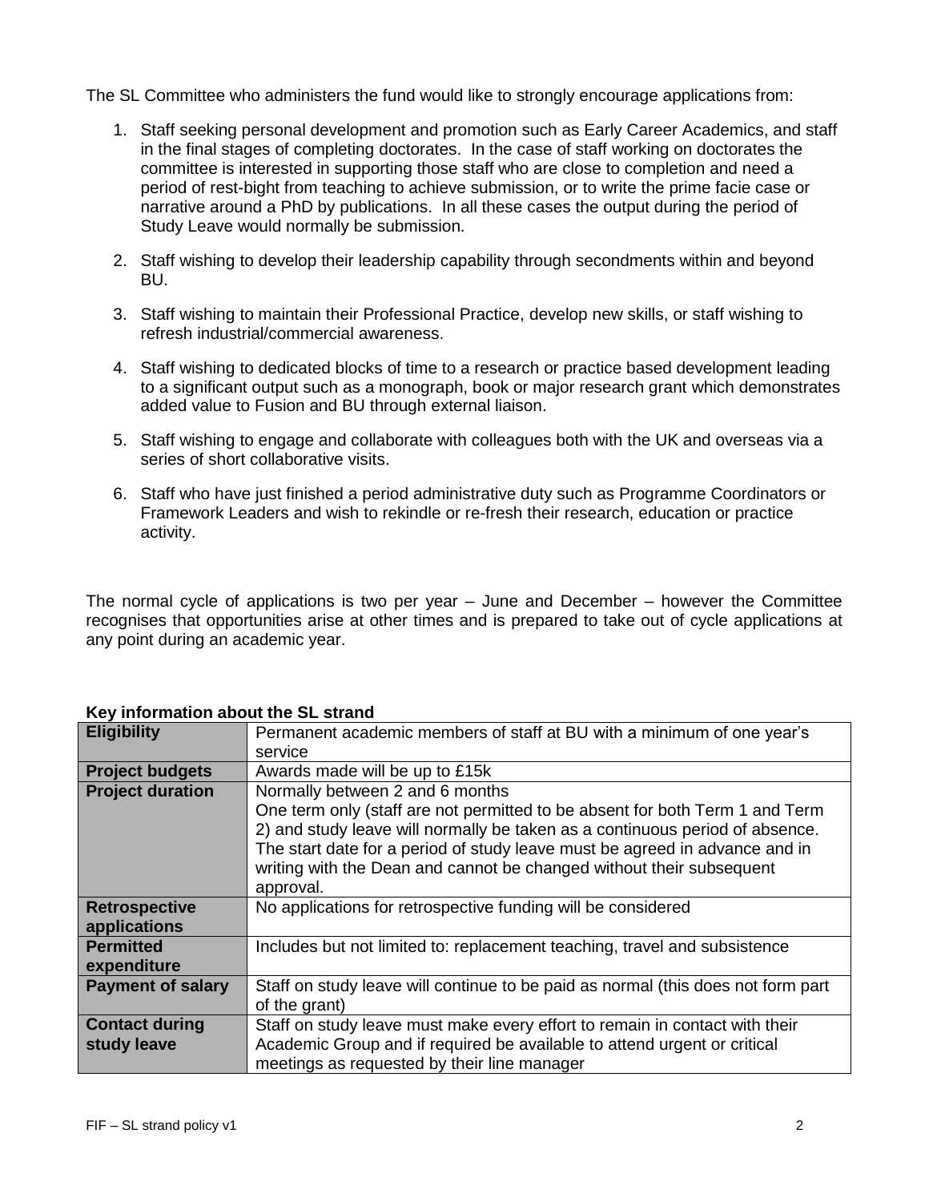The SL Committee who administers the fund would like to strongly encourage applications from:

1. Staff seeking personal development and promotion such as Early Career Academics, and staff in the final stages of completing doctorates. In the case of staff working on doctorates the committee is interested in supporting those staff who are close to completion and need a period of rest-bight from teaching to achieve submission, or to write the prime facie case or narrative around a PhD by publications. In all these cases the output during the period of Study Leave would normally be submission.

2. Staff wishing to develop their leadership capability through secondments within and beyond BU.

3. Staff wishing to maintain their Professional Practice, develop new skills, or staff wishing to refresh industrial/commercial awareness.

4. Staff wishing to dedicated blocks of time to a research or practice based development leading to a significant output such as a monograph, book or major research grant which demonstrates added value to Fusion and BU through external liaison.

5. Staff wishing to engage and collaborate with colleagues both with the UK and overseas via a series of short collaborative visits.

6. Staff who have just finished a period administrative duty such as Programme Coordinators or Framework Leaders and wish to rekindle or re-fresh their research, education or practice activity.

The normal cycle of applications is two per year – June and December – however the Committee recognises that opportunities arise at other times and is prepared to take out of cycle applications at any point during an academic year.

**Key information about the SL strand**

| | |
|---|---|
| **Eligibility** | Permanent academic members of staff at BU with a minimum of one year's service |
| **Project budgets** | Awards made will be up to £15k |
| **Project duration** | Normally between 2 and 6 months<br>One term only (staff are not permitted to be absent for both Term 1 and Term 2) and study leave will normally be taken as a continuous period of absence. The start date for a period of study leave must be agreed in advance and in writing with the Dean and cannot be changed without their subsequent approval. |
| **Retrospective applications** | No applications for retrospective funding will be considered |
| **Permitted expenditure** | Includes but not limited to: replacement teaching, travel and subsistence |
| **Payment of salary** | Staff on study leave will continue to be paid as normal (this does not form part of the grant) |
| **Contact during study leave** | Staff on study leave must make every effort to remain in contact with their Academic Group and if required be available to attend urgent or critical meetings as requested by their line manager |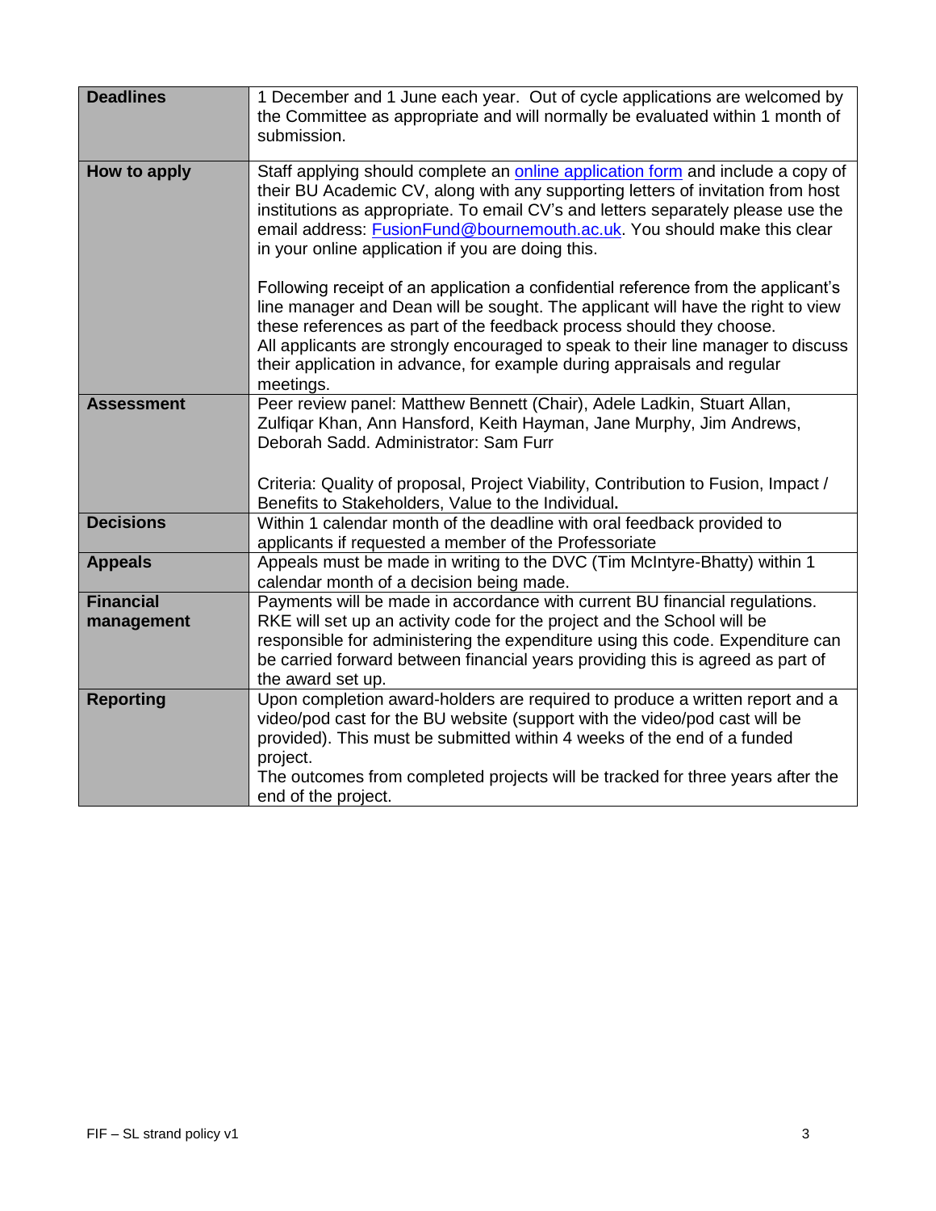| | |
|---|---|
| **Deadlines** | 1 December and 1 June each year. Out of cycle applications are welcomed by the Committee as appropriate and will normally be evaluated within 1 month of submission. |
| **How to apply** | Staff applying should complete an online application form and include a copy of their BU Academic CV, along with any supporting letters of invitation from host institutions as appropriate. To email CV's and letters separately please use the email address: FusionFund@bournemouth.ac.uk. You should make this clear in your online application if you are doing this.<br><br>Following receipt of an application a confidential reference from the applicant's line manager and Dean will be sought. The applicant will have the right to view these references as part of the feedback process should they choose.<br>All applicants are strongly encouraged to speak to their line manager to discuss their application in advance, for example during appraisals and regular meetings. |
| **Assessment** | Peer review panel: Matthew Bennett (Chair), Adele Ladkin, Stuart Allan, Zulfiqar Khan, Ann Hansford, Keith Hayman, Jane Murphy, Jim Andrews, Deborah Sadd. Administrator: Sam Furr<br><br>Criteria: Quality of proposal, Project Viability, Contribution to Fusion, Impact / Benefits to Stakeholders, Value to the Individual**.** |
| **Decisions** | Within 1 calendar month of the deadline with oral feedback provided to applicants if requested a member of the Professoriate |
| **Appeals** | Appeals must be made in writing to the DVC (Tim McIntyre-Bhatty) within 1 calendar month of a decision being made. |
| **Financial management** | Payments will be made in accordance with current BU financial regulations. RKE will set up an activity code for the project and the School will be responsible for administering the expenditure using this code. Expenditure can be carried forward between financial years providing this is agreed as part of the award set up. |
| **Reporting** | Upon completion award-holders are required to produce a written report and a video/pod cast for the BU website (support with the video/pod cast will be provided). This must be submitted within 4 weeks of the end of a funded project.<br>The outcomes from completed projects will be tracked for three years after the end of the project. |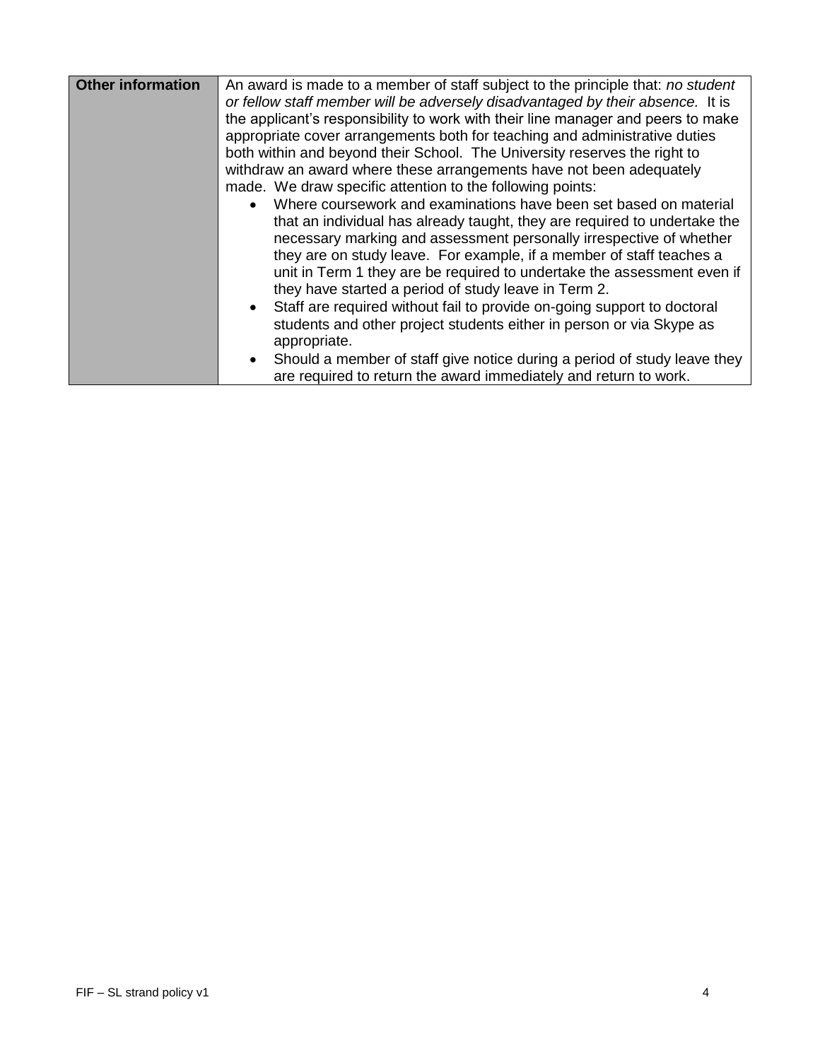| | |
|---|---|
| **Other information** | An award is made to a member of staff subject to the principle that: *no student or fellow staff member will be adversely disadvantaged by their absence.* It is the applicant's responsibility to work with their line manager and peers to make appropriate cover arrangements both for teaching and administrative duties both within and beyond their School. The University reserves the right to withdraw an award where these arrangements have not been adequately made. We draw specific attention to the following points:<br>• Where coursework and examinations have been set based on material that an individual has already taught, they are required to undertake the necessary marking and assessment personally irrespective of whether they are on study leave. For example, if a member of staff teaches a unit in Term 1 they are be required to undertake the assessment even if they have started a period of study leave in Term 2.<br>• Staff are required without fail to provide on-going support to doctoral students and other project students either in person or via Skype as appropriate.<br>• Should a member of staff give notice during a period of study leave they are required to return the award immediately and return to work. |